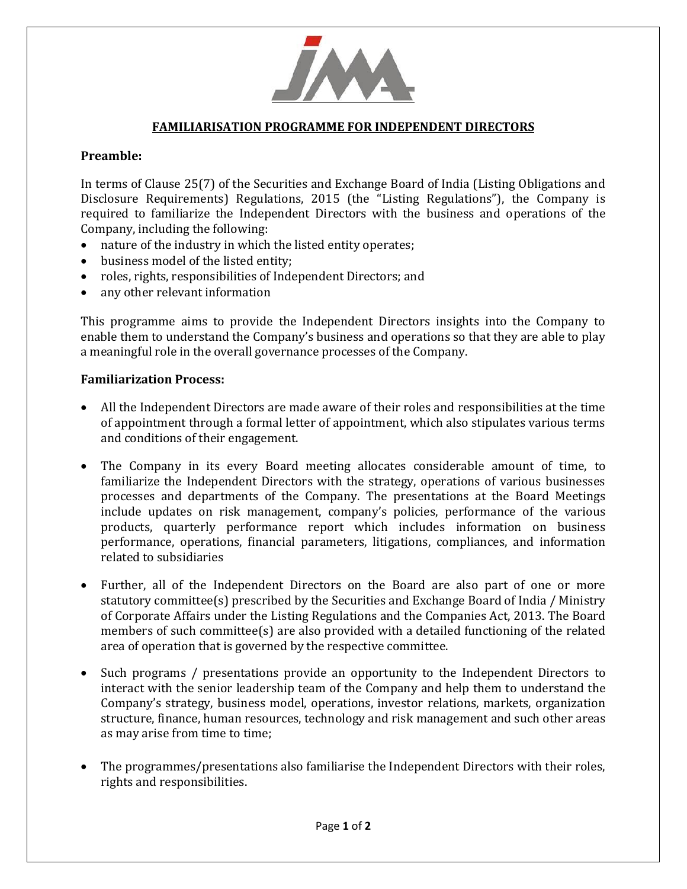# FAMILIARISATION PROGRAMME FOR INDEPENDENT DIRECTORS

**Preamble:**

In terms of Clause 25(7) of the Securities and Exchange Board of India (Listing Obligations and Disclosure Requirements) Regulations, 2015 (the "Listing Regulations"), the Company is required to familiarize the Independent Directors with the business and operations of the Company, including the following:

- nature of the industry in which the listed entity operates;
- business model of the listed entity;
- roles, rights, responsibilities of Independent Directors; and
- any other relevant information

This programme aims to provide the Independent Directors insights into the Company to enable them to understand the Company's business and operations so that they are able to play a meaningful role in the overall governance processes of the Company.

**Familiarization Process:**

- All the Independent Directors are made aware of their roles and responsibilities at the time of appointment through a formal letter of appointment, which also stipulates various terms and conditions of their engagement.

- The Company in its every Board meeting allocates considerable amount of time, to familiarize the Independent Directors with the strategy, operations of various businesses processes and departments of the Company. The presentations at the Board Meetings include updates on risk management, company's policies, performance of the various products, quarterly performance report which includes information on business performance, operations, financial parameters, litigations, compliances, and information related to subsidiaries

- Further, all of the Independent Directors on the Board are also part of one or more statutory committee(s) prescribed by the Securities and Exchange Board of India / Ministry of Corporate Affairs under the Listing Regulations and the Companies Act, 2013. The Board members of such committee(s) are also provided with a detailed functioning of the related area of operation that is governed by the respective committee.

- Such programs / presentations provide an opportunity to the Independent Directors to interact with the senior leadership team of the Company and help them to understand the Company's strategy, business model, operations, investor relations, markets, organization structure, finance, human resources, technology and risk management and such other areas as may arise from time to time;

- The programmes/presentations also familiarise the Independent Directors with their roles, rights and responsibilities.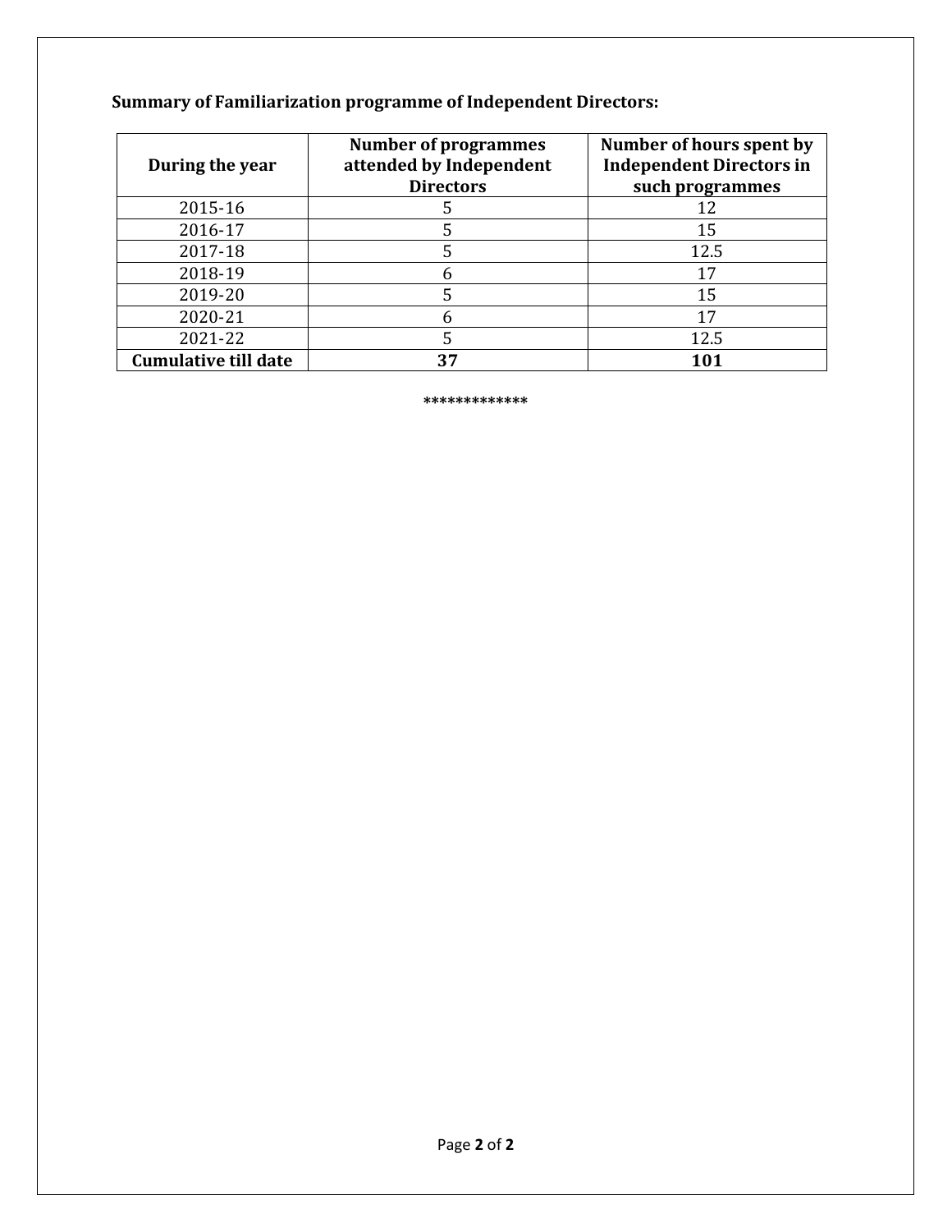**Summary of Familiarization programme of Independent Directors:**

| During the year | Number of programmes attended by Independent Directors | Number of hours spent by Independent Directors in such programmes |
|---|---|---|
| 2015-16 | 5 | 12 |
| 2016-17 | 5 | 15 |
| 2017-18 | 5 | 12.5 |
| 2018-19 | 6 | 17 |
| 2019-20 | 5 | 15 |
| 2020-21 | 6 | 17 |
| 2021-22 | 5 | 12.5 |
| **Cumulative till date** | **37** | **101** |

*************